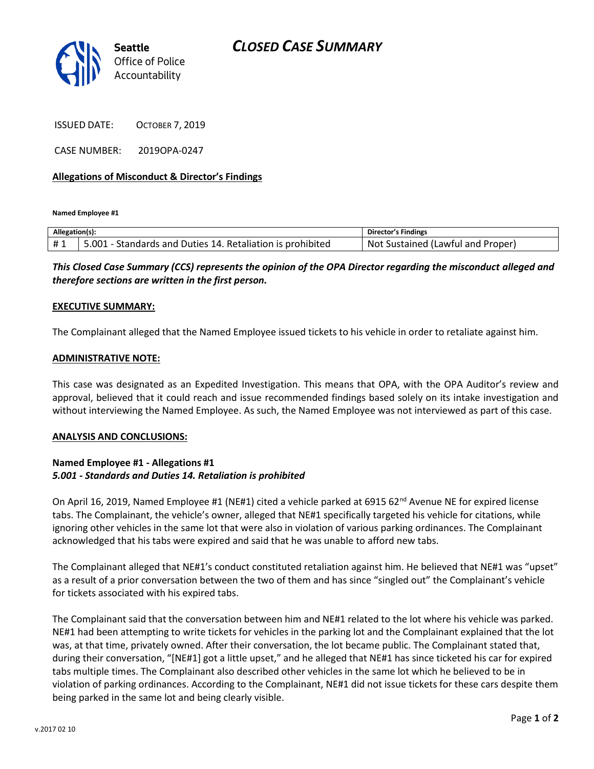# CLOSED CASE SUMMARY

Seattle Office of Police Accountability

ISSUED DATE: OCTOBER 7, 2019

CASE NUMBER: 2019OPA-0247

**Allegations of Misconduct & Director's Findings**

**Named Employee #1**

| Allegation(s): | | Director's Findings |
|---|---|---|
| # 1 | 5.001 - Standards and Duties 14. Retaliation is prohibited | Not Sustained (Lawful and Proper) |

***This Closed Case Summary (CCS) represents the opinion of the OPA Director regarding the misconduct alleged and therefore sections are written in the first person.***

**EXECUTIVE SUMMARY:**

The Complainant alleged that the Named Employee issued tickets to his vehicle in order to retaliate against him.

**ADMINISTRATIVE NOTE:**

This case was designated as an Expedited Investigation. This means that OPA, with the OPA Auditor's review and approval, believed that it could reach and issue recommended findings based solely on its intake investigation and without interviewing the Named Employee. As such, the Named Employee was not interviewed as part of this case.

**ANALYSIS AND CONCLUSIONS:**

**Named Employee #1 - Allegations #1**
***5.001 - Standards and Duties 14. Retaliation is prohibited***

On April 16, 2019, Named Employee #1 (NE#1) cited a vehicle parked at 6915 62nd Avenue NE for expired license tabs. The Complainant, the vehicle's owner, alleged that NE#1 specifically targeted his vehicle for citations, while ignoring other vehicles in the same lot that were also in violation of various parking ordinances. The Complainant acknowledged that his tabs were expired and said that he was unable to afford new tabs.

The Complainant alleged that NE#1's conduct constituted retaliation against him. He believed that NE#1 was "upset" as a result of a prior conversation between the two of them and has since "singled out" the Complainant's vehicle for tickets associated with his expired tabs.

The Complainant said that the conversation between him and NE#1 related to the lot where his vehicle was parked. NE#1 had been attempting to write tickets for vehicles in the parking lot and the Complainant explained that the lot was, at that time, privately owned. After their conversation, the lot became public. The Complainant stated that, during their conversation, "[NE#1] got a little upset," and he alleged that NE#1 has since ticketed his car for expired tabs multiple times. The Complainant also described other vehicles in the same lot which he believed to be in violation of parking ordinances. According to the Complainant, NE#1 did not issue tickets for these cars despite them being parked in the same lot and being clearly visible.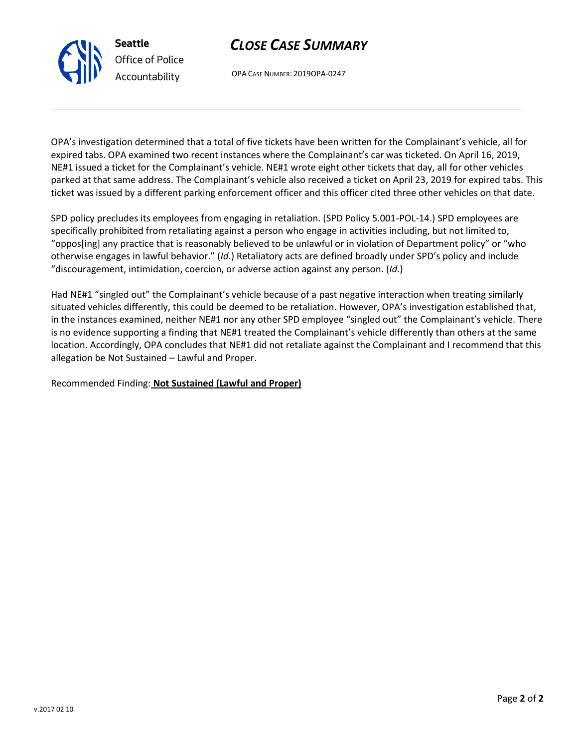OPA's investigation determined that a total of five tickets have been written for the Complainant's vehicle, all for expired tabs. OPA examined two recent instances where the Complainant's car was ticketed. On April 16, 2019, NE#1 issued a ticket for the Complainant's vehicle. NE#1 wrote eight other tickets that day, all for other vehicles parked at that same address. The Complainant's vehicle also received a ticket on April 23, 2019 for expired tabs. This ticket was issued by a different parking enforcement officer and this officer cited three other vehicles on that date.

SPD policy precludes its employees from engaging in retaliation. (SPD Policy 5.001-POL-14.) SPD employees are specifically prohibited from retaliating against a person who engage in activities including, but not limited to, "oppos[ing] any practice that is reasonably believed to be unlawful or in violation of Department policy" or "who otherwise engages in lawful behavior." (*Id*.) Retaliatory acts are defined broadly under SPD's policy and include "discouragement, intimidation, coercion, or adverse action against any person. (*Id*.)

Had NE#1 "singled out" the Complainant's vehicle because of a past negative interaction when treating similarly situated vehicles differently, this could be deemed to be retaliation. However, OPA's investigation established that, in the instances examined, neither NE#1 nor any other SPD employee "singled out" the Complainant's vehicle. There is no evidence supporting a finding that NE#1 treated the Complainant's vehicle differently than others at the same location. Accordingly, OPA concludes that NE#1 did not retaliate against the Complainant and I recommend that this allegation be Not Sustained – Lawful and Proper.

Recommended Finding: **Not Sustained (Lawful and Proper)**